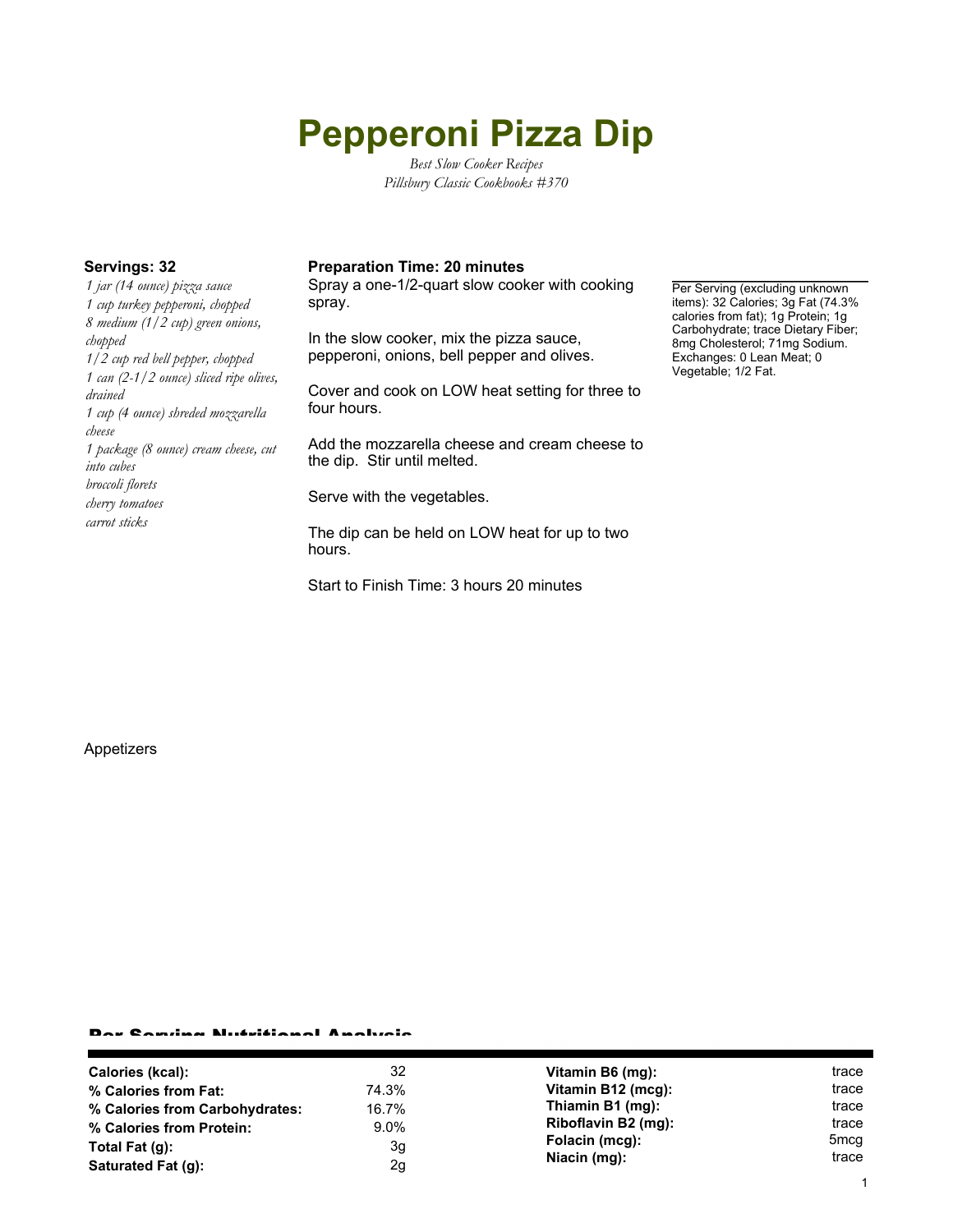# Pepperoni Pizza Dip

*Best Slow Cooker Recipes*
*Pillsbury Classic Cookbooks #370*

**Servings: 32**

*1 jar (14 ounce) pizza sauce*
*1 cup turkey pepperoni, chopped*
*8 medium (1/2 cup) green onions, chopped*
*1/2 cup red bell pepper, chopped*
*1 can (2-1/2 ounce) sliced ripe olives, drained*
*1 cup (4 ounce) shreded mozzarella cheese*
*1 package (8 ounce) cream cheese, cut into cubes*
*broccoli florets*
*cherry tomatoes*
*carrot sticks*

**Preparation Time: 20 minutes**

Spray a one-1/2-quart slow cooker with cooking spray.

In the slow cooker, mix the pizza sauce, pepperoni, onions, bell pepper and olives.

Cover and cook on LOW heat setting for three to four hours.

Add the mozzarella cheese and cream cheese to the dip. Stir until melted.

Serve with the vegetables.

The dip can be held on LOW heat for up to two hours.

Start to Finish Time: 3 hours 20 minutes

Per Serving (excluding unknown items): 32 Calories; 3g Fat (74.3% calories from fat); 1g Protein; 1g Carbohydrate; trace Dietary Fiber; 8mg Cholesterol; 71mg Sodium. Exchanges: 0 Lean Meat; 0 Vegetable; 1/2 Fat.

Appetizers

## Per Serving Nutritional Analysis

| | | | |
|---|---|---|---|
| **Calories (kcal):** | 32 | **Vitamin B6 (mg):** | trace |
| **% Calories from Fat:** | 74.3% | **Vitamin B12 (mcg):** | trace |
| **% Calories from Carbohydrates:** | 16.7% | **Thiamin B1 (mg):** | trace |
| **% Calories from Protein:** | 9.0% | **Riboflavin B2 (mg):** | trace |
| **Total Fat (g):** | 3g | **Folacin (mcg):** | 5mcg |
| **Saturated Fat (g):** | 2g | **Niacin (mg):** | trace |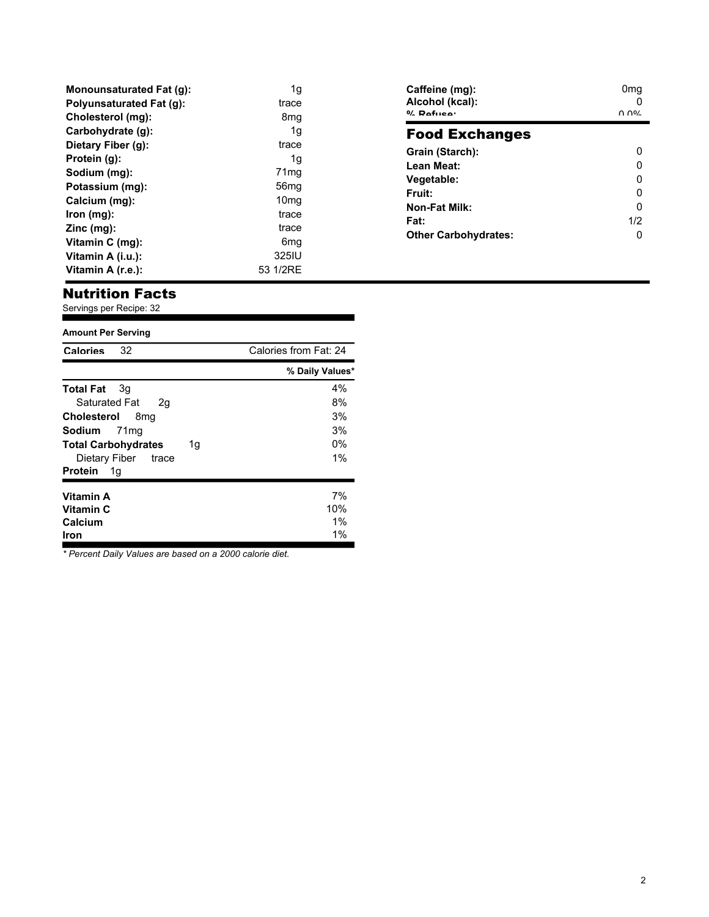| | |
|---|---|
| **Monounsaturated Fat (g):** | 1g |
| **Polyunsaturated Fat (g):** | trace |
| **Cholesterol (mg):** | 8mg |
| **Carbohydrate (g):** | 1g |
| **Dietary Fiber (g):** | trace |
| **Protein (g):** | 1g |
| **Sodium (mg):** | 71mg |
| **Potassium (mg):** | 56mg |
| **Calcium (mg):** | 10mg |
| **Iron (mg):** | trace |
| **Zinc (mg):** | trace |
| **Vitamin C (mg):** | 6mg |
| **Vitamin A (i.u.):** | 325IU |
| **Vitamin A (r.e.):** | 53 1/2RE |

| | |
|---|---|
| **Caffeine (mg):** | 0mg |
| **Alcohol (kcal):** | 0 |
| **% Refuse:** | 0.0% |

## Food Exchanges

| | |
|---|---|
| **Grain (Starch):** | 0 |
| **Lean Meat:** | 0 |
| **Vegetable:** | 0 |
| **Fruit:** | 0 |
| **Non-Fat Milk:** | 0 |
| **Fat:** | 1/2 |
| **Other Carbohydrates:** | 0 |

## Nutrition Facts

Servings per Recipe: 32

**Amount Per Serving**

| | |
|---|---|
| **Calories** 32 | Calories from Fat: 24 |
| | **% Daily Values*** |
| **Total Fat** 3g | 4% |
| Saturated Fat 2g | 8% |
| **Cholesterol** 8mg | 3% |
| **Sodium** 71mg | 3% |
| **Total Carbohydrates** 1g | 0% |
| Dietary Fiber trace | 1% |
| **Protein** 1g | |
| **Vitamin A** | 7% |
| **Vitamin C** | 10% |
| **Calcium** | 1% |
| **Iron** | 1% |

*\* Percent Daily Values are based on a 2000 calorie diet.*